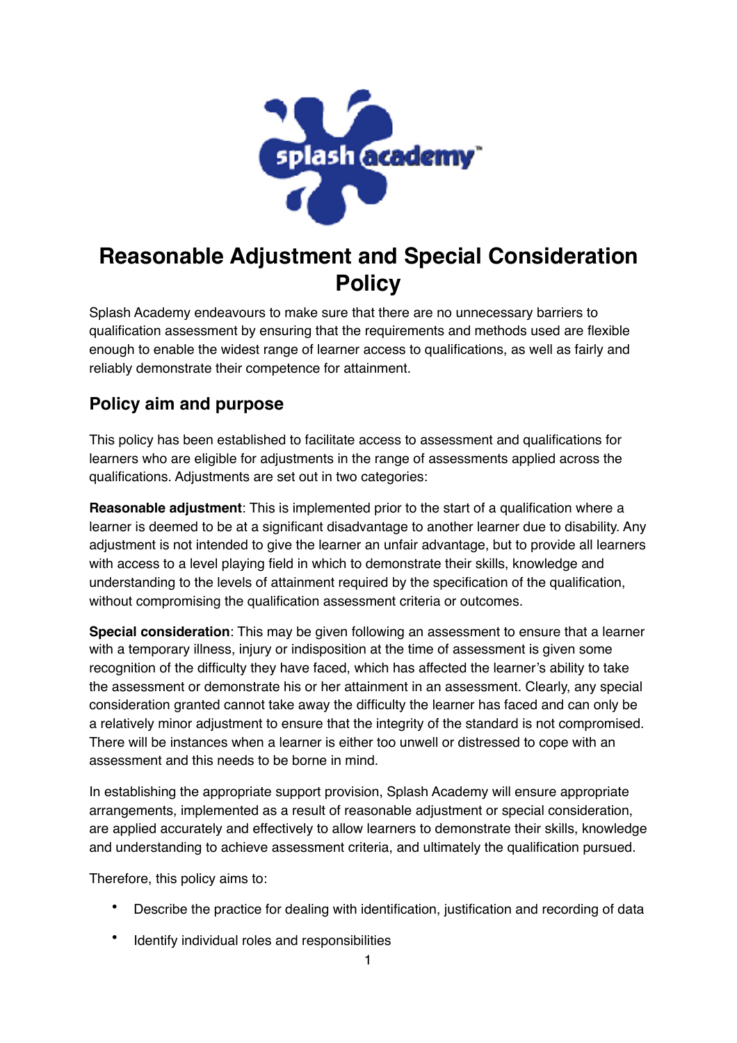# Reasonable Adjustment and Special Consideration Policy

Splash Academy endeavours to make sure that there are no unnecessary barriers to qualification assessment by ensuring that the requirements and methods used are flexible enough to enable the widest range of learner access to qualifications, as well as fairly and reliably demonstrate their competence for attainment.

## Policy aim and purpose

This policy has been established to facilitate access to assessment and qualifications for learners who are eligible for adjustments in the range of assessments applied across the qualifications. Adjustments are set out in two categories:

**Reasonable adjustment**: This is implemented prior to the start of a qualification where a learner is deemed to be at a significant disadvantage to another learner due to disability. Any adjustment is not intended to give the learner an unfair advantage, but to provide all learners with access to a level playing field in which to demonstrate their skills, knowledge and understanding to the levels of attainment required by the specification of the qualification, without compromising the qualification assessment criteria or outcomes.

**Special consideration**: This may be given following an assessment to ensure that a learner with a temporary illness, injury or indisposition at the time of assessment is given some recognition of the difficulty they have faced, which has affected the learner's ability to take the assessment or demonstrate his or her attainment in an assessment. Clearly, any special consideration granted cannot take away the difficulty the learner has faced and can only be a relatively minor adjustment to ensure that the integrity of the standard is not compromised. There will be instances when a learner is either too unwell or distressed to cope with an assessment and this needs to be borne in mind.

In establishing the appropriate support provision, Splash Academy will ensure appropriate arrangements, implemented as a result of reasonable adjustment or special consideration, are applied accurately and effectively to allow learners to demonstrate their skills, knowledge and understanding to achieve assessment criteria, and ultimately the qualification pursued.

Therefore, this policy aims to:

- Describe the practice for dealing with identification, justification and recording of data
- Identify individual roles and responsibilities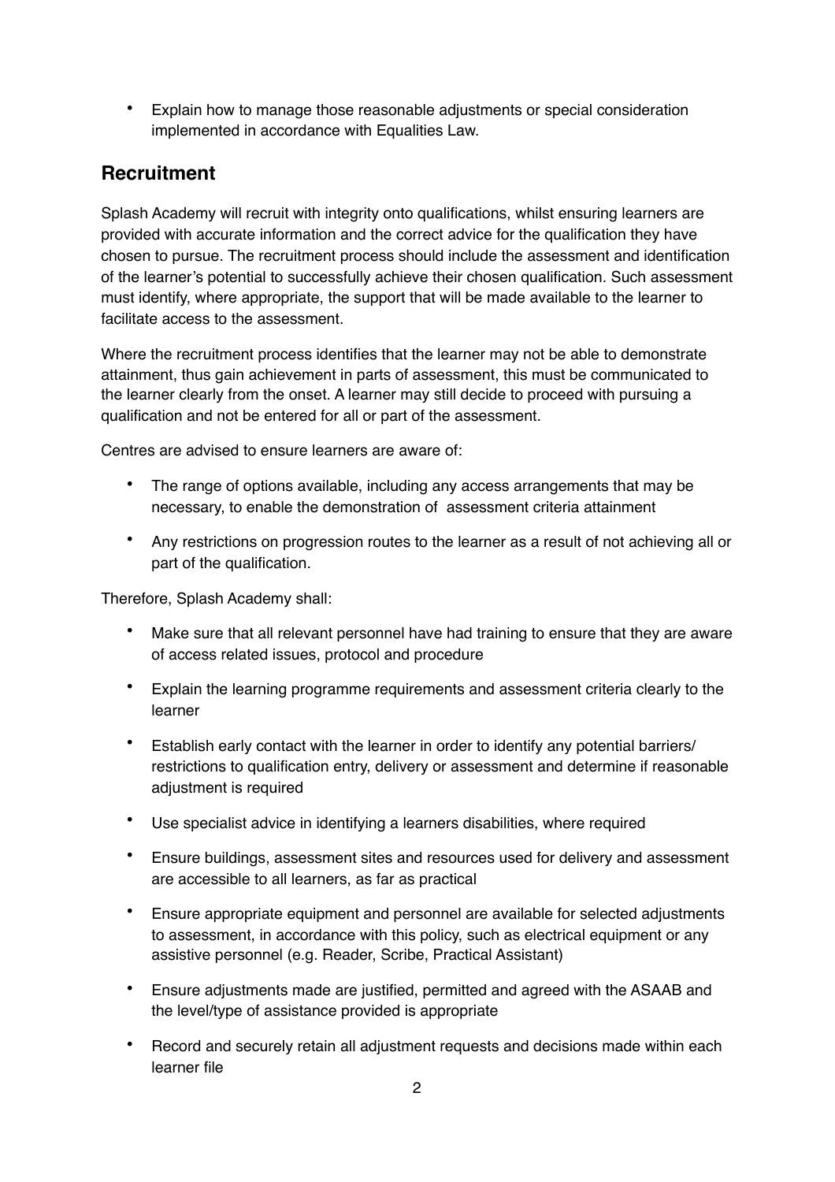- Explain how to manage those reasonable adjustments or special consideration implemented in accordance with Equalities Law.

## Recruitment

Splash Academy will recruit with integrity onto qualifications, whilst ensuring learners are provided with accurate information and the correct advice for the qualification they have chosen to pursue. The recruitment process should include the assessment and identification of the learner's potential to successfully achieve their chosen qualification. Such assessment must identify, where appropriate, the support that will be made available to the learner to facilitate access to the assessment.

Where the recruitment process identifies that the learner may not be able to demonstrate attainment, thus gain achievement in parts of assessment, this must be communicated to the learner clearly from the onset. A learner may still decide to proceed with pursuing a qualification and not be entered for all or part of the assessment.

Centres are advised to ensure learners are aware of:

- The range of options available, including any access arrangements that may be necessary, to enable the demonstration of assessment criteria attainment
- Any restrictions on progression routes to the learner as a result of not achieving all or part of the qualification.

Therefore, Splash Academy shall:

- Make sure that all relevant personnel have had training to ensure that they are aware of access related issues, protocol and procedure
- Explain the learning programme requirements and assessment criteria clearly to the learner
- Establish early contact with the learner in order to identify any potential barriers/ restrictions to qualification entry, delivery or assessment and determine if reasonable adjustment is required
- Use specialist advice in identifying a learners disabilities, where required
- Ensure buildings, assessment sites and resources used for delivery and assessment are accessible to all learners, as far as practical
- Ensure appropriate equipment and personnel are available for selected adjustments to assessment, in accordance with this policy, such as electrical equipment or any assistive personnel (e.g. Reader, Scribe, Practical Assistant)
- Ensure adjustments made are justified, permitted and agreed with the ASAAB and the level/type of assistance provided is appropriate
- Record and securely retain all adjustment requests and decisions made within each learner file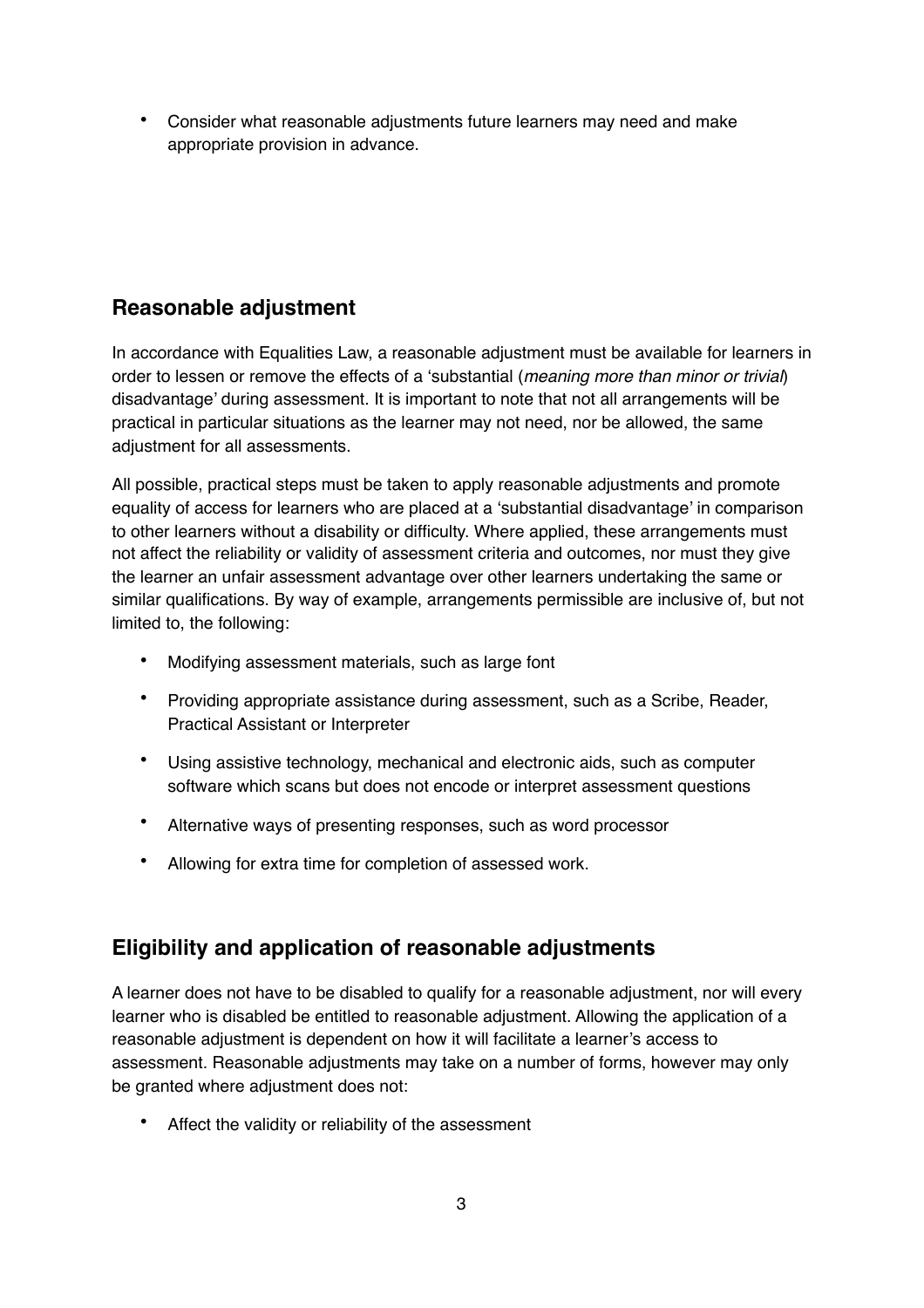- Consider what reasonable adjustments future learners may need and make appropriate provision in advance.

## Reasonable adjustment

In accordance with Equalities Law, a reasonable adjustment must be available for learners in order to lessen or remove the effects of a 'substantial (*meaning more than minor or trivial*) disadvantage' during assessment. It is important to note that not all arrangements will be practical in particular situations as the learner may not need, nor be allowed, the same adjustment for all assessments.

All possible, practical steps must be taken to apply reasonable adjustments and promote equality of access for learners who are placed at a 'substantial disadvantage' in comparison to other learners without a disability or difficulty. Where applied, these arrangements must not affect the reliability or validity of assessment criteria and outcomes, nor must they give the learner an unfair assessment advantage over other learners undertaking the same or similar qualifications. By way of example, arrangements permissible are inclusive of, but not limited to, the following:

- Modifying assessment materials, such as large font
- Providing appropriate assistance during assessment, such as a Scribe, Reader, Practical Assistant or Interpreter
- Using assistive technology, mechanical and electronic aids, such as computer software which scans but does not encode or interpret assessment questions
- Alternative ways of presenting responses, such as word processor
- Allowing for extra time for completion of assessed work.

## Eligibility and application of reasonable adjustments

A learner does not have to be disabled to qualify for a reasonable adjustment, nor will every learner who is disabled be entitled to reasonable adjustment. Allowing the application of a reasonable adjustment is dependent on how it will facilitate a learner's access to assessment. Reasonable adjustments may take on a number of forms, however may only be granted where adjustment does not:

- Affect the validity or reliability of the assessment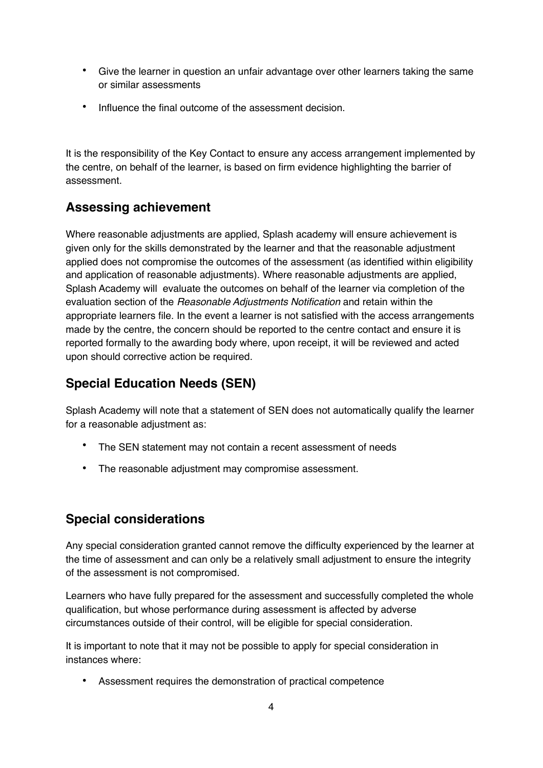- Give the learner in question an unfair advantage over other learners taking the same or similar assessments
- Influence the final outcome of the assessment decision.

It is the responsibility of the Key Contact to ensure any access arrangement implemented by the centre, on behalf of the learner, is based on firm evidence highlighting the barrier of assessment.

## Assessing achievement

Where reasonable adjustments are applied, Splash academy will ensure achievement is given only for the skills demonstrated by the learner and that the reasonable adjustment applied does not compromise the outcomes of the assessment (as identified within eligibility and application of reasonable adjustments). Where reasonable adjustments are applied, Splash Academy will evaluate the outcomes on behalf of the learner via completion of the evaluation section of the *Reasonable Adjustments Notification* and retain within the appropriate learners file. In the event a learner is not satisfied with the access arrangements made by the centre, the concern should be reported to the centre contact and ensure it is reported formally to the awarding body where, upon receipt, it will be reviewed and acted upon should corrective action be required.

## Special Education Needs (SEN)

Splash Academy will note that a statement of SEN does not automatically qualify the learner for a reasonable adjustment as:

- The SEN statement may not contain a recent assessment of needs
- The reasonable adjustment may compromise assessment.

## Special considerations

Any special consideration granted cannot remove the difficulty experienced by the learner at the time of assessment and can only be a relatively small adjustment to ensure the integrity of the assessment is not compromised.

Learners who have fully prepared for the assessment and successfully completed the whole qualification, but whose performance during assessment is affected by adverse circumstances outside of their control, will be eligible for special consideration.

It is important to note that it may not be possible to apply for special consideration in instances where:

- Assessment requires the demonstration of practical competence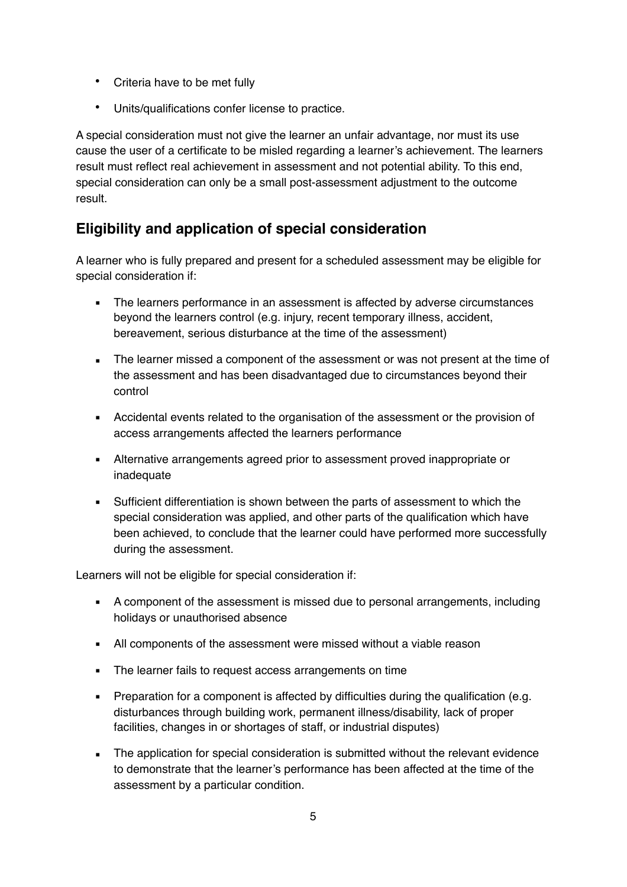- Criteria have to be met fully
- Units/qualifications confer license to practice.

A special consideration must not give the learner an unfair advantage, nor must its use cause the user of a certificate to be misled regarding a learner's achievement. The learners result must reflect real achievement in assessment and not potential ability. To this end, special consideration can only be a small post-assessment adjustment to the outcome result.

## Eligibility and application of special consideration

A learner who is fully prepared and present for a scheduled assessment may be eligible for special consideration if:

- The learners performance in an assessment is affected by adverse circumstances beyond the learners control (e.g. injury, recent temporary illness, accident, bereavement, serious disturbance at the time of the assessment)
- The learner missed a component of the assessment or was not present at the time of the assessment and has been disadvantaged due to circumstances beyond their control
- Accidental events related to the organisation of the assessment or the provision of access arrangements affected the learners performance
- Alternative arrangements agreed prior to assessment proved inappropriate or inadequate
- Sufficient differentiation is shown between the parts of assessment to which the special consideration was applied, and other parts of the qualification which have been achieved, to conclude that the learner could have performed more successfully during the assessment.

Learners will not be eligible for special consideration if:

- A component of the assessment is missed due to personal arrangements, including holidays or unauthorised absence
- All components of the assessment were missed without a viable reason
- The learner fails to request access arrangements on time
- Preparation for a component is affected by difficulties during the qualification (e.g. disturbances through building work, permanent illness/disability, lack of proper facilities, changes in or shortages of staff, or industrial disputes)
- The application for special consideration is submitted without the relevant evidence to demonstrate that the learner's performance has been affected at the time of the assessment by a particular condition.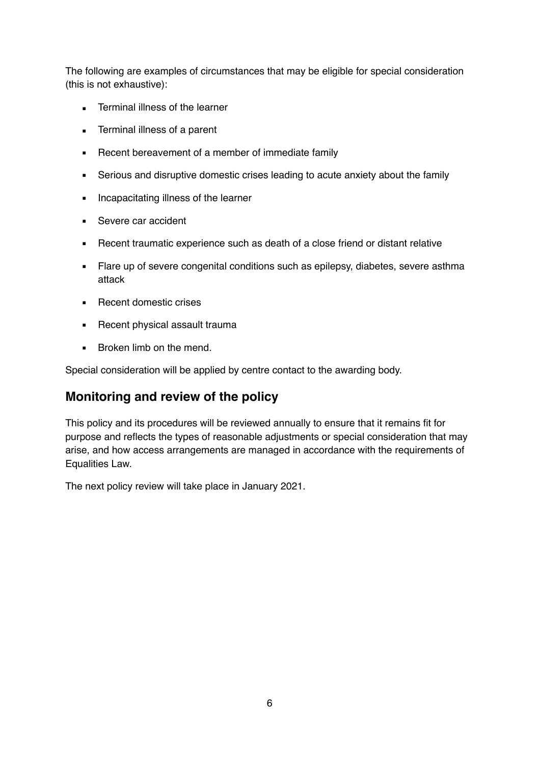The following are examples of circumstances that may be eligible for special consideration (this is not exhaustive):

- Terminal illness of the learner
- Terminal illness of a parent
- Recent bereavement of a member of immediate family
- Serious and disruptive domestic crises leading to acute anxiety about the family
- Incapacitating illness of the learner
- Severe car accident
- Recent traumatic experience such as death of a close friend or distant relative
- Flare up of severe congenital conditions such as epilepsy, diabetes, severe asthma attack
- Recent domestic crises
- Recent physical assault trauma
- Broken limb on the mend.

Special consideration will be applied by centre contact to the awarding body.

## Monitoring and review of the policy

This policy and its procedures will be reviewed annually to ensure that it remains fit for purpose and reflects the types of reasonable adjustments or special consideration that may arise, and how access arrangements are managed in accordance with the requirements of Equalities Law.

The next policy review will take place in January 2021.